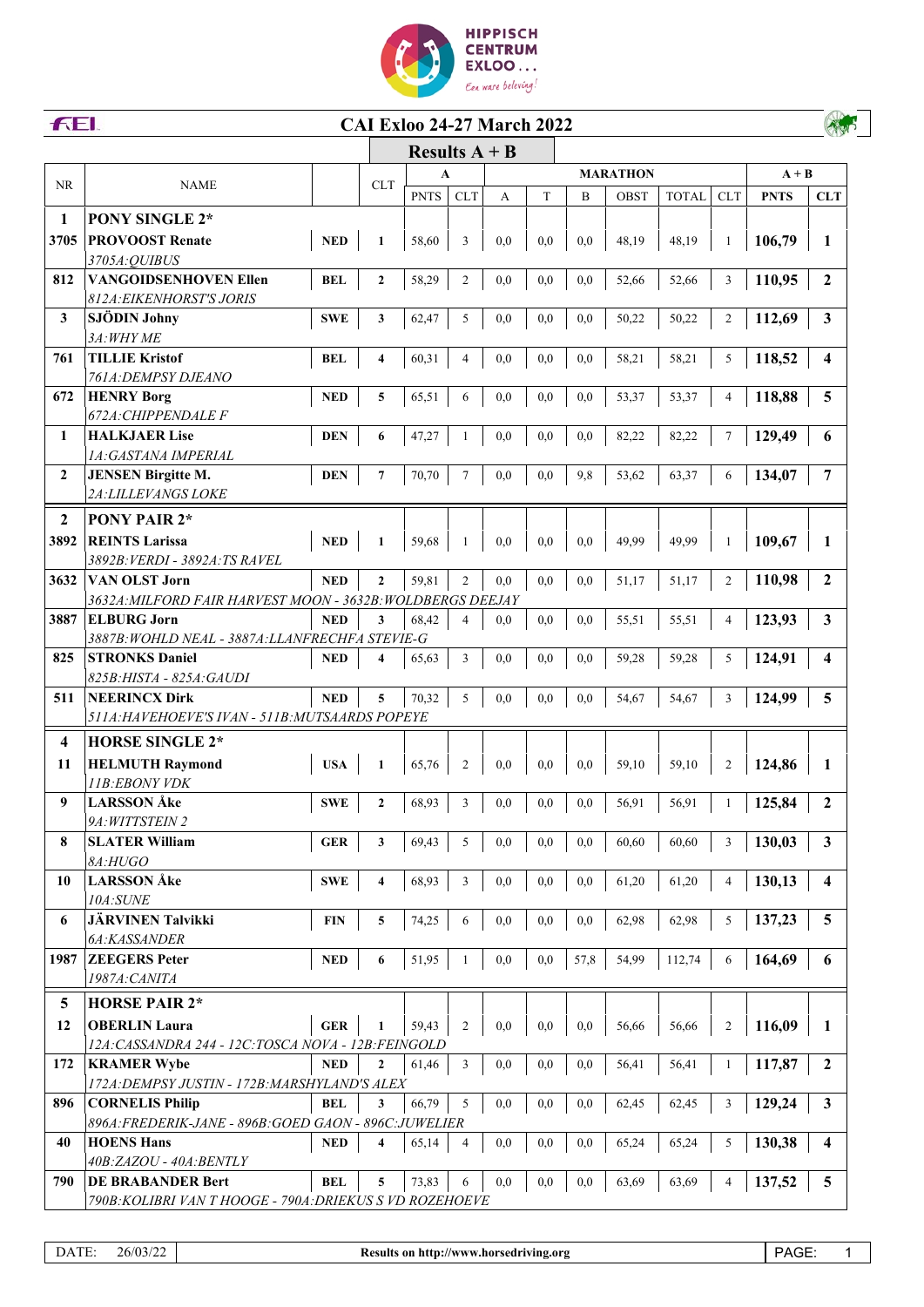HIPPISCH CENTRUM EXLOO ... Een ware beleving!

FEI

# CAI Exloo 24-27 March 2022

## Results A + B

| NR | NAME | | CLT | A | | MARATHON | | | | | | A + B | |
|---|---|---|---|---|---|---|---|---|---|---|---|---|---|
| | | | | PNTS | CLT | A | T | B | OBST | TOTAL | CLT | PNTS | CLT |
| **1** | **PONY SINGLE 2*** | | | | | | | | | | | | |
| 3705 | **PROVOOST Renate** *3705A:QUIBUS* | NED | 1 | 58,60 | 3 | 0,0 | 0,0 | 0,0 | 48,19 | 48,19 | 1 | 106,79 | 1 |
| 812 | **VANGOIDSENHOVEN Ellen** *812A:EIKENHORST'S JORIS* | BEL | 2 | 58,29 | 2 | 0,0 | 0,0 | 0,0 | 52,66 | 52,66 | 3 | 110,95 | 2 |
| 3 | **SJÖDIN Johny** *3A:WHY ME* | SWE | 3 | 62,47 | 5 | 0,0 | 0,0 | 0,0 | 50,22 | 50,22 | 2 | 112,69 | 3 |
| 761 | **TILLIE Kristof** *761A:DEMPSY DJEANO* | BEL | 4 | 60,31 | 4 | 0,0 | 0,0 | 0,0 | 58,21 | 58,21 | 5 | 118,52 | 4 |
| 672 | **HENRY Borg** *672A:CHIPPENDALE F* | NED | 5 | 65,51 | 6 | 0,0 | 0,0 | 0,0 | 53,37 | 53,37 | 4 | 118,88 | 5 |
| 1 | **HALKJAER Lise** *1A:GASTANA IMPERIAL* | DEN | 6 | 47,27 | 1 | 0,0 | 0,0 | 0,0 | 82,22 | 82,22 | 7 | 129,49 | 6 |
| 2 | **JENSEN Birgitte M.** *2A:LILLEVANGS LOKE* | DEN | 7 | 70,70 | 7 | 0,0 | 0,0 | 9,8 | 53,62 | 63,37 | 6 | 134,07 | 7 |
| **2** | **PONY PAIR 2*** | | | | | | | | | | | | |
| 3892 | **REINTS Larissa** *3892B:VERDI - 3892A:TS RAVEL* | NED | 1 | 59,68 | 1 | 0,0 | 0,0 | 0,0 | 49,99 | 49,99 | 1 | 109,67 | 1 |
| 3632 | **VAN OLST Jorn** *3632A:MILFORD FAIR HARVEST MOON - 3632B:WOLDBERGS DEEJAY* | NED | 2 | 59,81 | 2 | 0,0 | 0,0 | 0,0 | 51,17 | 51,17 | 2 | 110,98 | 2 |
| 3887 | **ELBURG Jorn** *3887B:WOHLD NEAL - 3887A:LLANFRECHFA STEVIE-G* | NED | 3 | 68,42 | 4 | 0,0 | 0,0 | 0,0 | 55,51 | 55,51 | 4 | 123,93 | 3 |
| 825 | **STRONKS Daniel** *825B:HISTA - 825A:GAUDI* | NED | 4 | 65,63 | 3 | 0,0 | 0,0 | 0,0 | 59,28 | 59,28 | 5 | 124,91 | 4 |
| 511 | **NEERINCX Dirk** *511A:HAVEHOEVE'S IVAN - 511B:MUTSAARDS POPEYE* | NED | 5 | 70,32 | 5 | 0,0 | 0,0 | 0,0 | 54,67 | 54,67 | 3 | 124,99 | 5 |
| **4** | **HORSE SINGLE 2*** | | | | | | | | | | | | |
| 11 | **HELMUTH Raymond** *11B:EBONY VDK* | USA | 1 | 65,76 | 2 | 0,0 | 0,0 | 0,0 | 59,10 | 59,10 | 2 | 124,86 | 1 |
| 9 | **LARSSON Åke** *9A:WITTSTEIN 2* | SWE | 2 | 68,93 | 3 | 0,0 | 0,0 | 0,0 | 56,91 | 56,91 | 1 | 125,84 | 2 |
| 8 | **SLATER William** *8A:HUGO* | GER | 3 | 69,43 | 5 | 0,0 | 0,0 | 0,0 | 60,60 | 60,60 | 3 | 130,03 | 3 |
| 10 | **LARSSON Åke** *10A:SUNE* | SWE | 4 | 68,93 | 3 | 0,0 | 0,0 | 0,0 | 61,20 | 61,20 | 4 | 130,13 | 4 |
| 6 | **JÄRVINEN Talvikki** *6A:KASSANDER* | FIN | 5 | 74,25 | 6 | 0,0 | 0,0 | 0,0 | 62,98 | 62,98 | 5 | 137,23 | 5 |
| 1987 | **ZEEGERS Peter** *1987A:CANITA* | NED | 6 | 51,95 | 1 | 0,0 | 0,0 | 57,8 | 54,99 | 112,74 | 6 | 164,69 | 6 |
| **5** | **HORSE PAIR 2*** | | | | | | | | | | | | |
| 12 | **OBERLIN Laura** *12A:CASSANDRA 244 - 12C:TOSCA NOVA - 12B:FEINGOLD* | GER | 1 | 59,43 | 2 | 0,0 | 0,0 | 0,0 | 56,66 | 56,66 | 2 | 116,09 | 1 |
| 172 | **KRAMER Wybe** *172A:DEMPSY JUSTIN - 172B:MARSHYLAND'S ALEX* | NED | 2 | 61,46 | 3 | 0,0 | 0,0 | 0,0 | 56,41 | 56,41 | 1 | 117,87 | 2 |
| 896 | **CORNELIS Philip** *896A:FREDERIK-JANE - 896B:GOED GAON - 896C:JUWELIER* | BEL | 3 | 66,79 | 5 | 0,0 | 0,0 | 0,0 | 62,45 | 62,45 | 3 | 129,24 | 3 |
| 40 | **HOENS Hans** *40B:ZAZOU - 40A:BENTLY* | NED | 4 | 65,14 | 4 | 0,0 | 0,0 | 0,0 | 65,24 | 65,24 | 5 | 130,38 | 4 |
| 790 | **DE BRABANDER Bert** *790B:KOLIBRI VAN T HOOGE - 790A:DRIEKUS S VD ROZEHOEVE* | BEL | 5 | 73,83 | 6 | 0,0 | 0,0 | 0,0 | 63,69 | 63,69 | 4 | 137,52 | 5 |

DATE: 26/03/22 | Results on http://www.horsedriving.org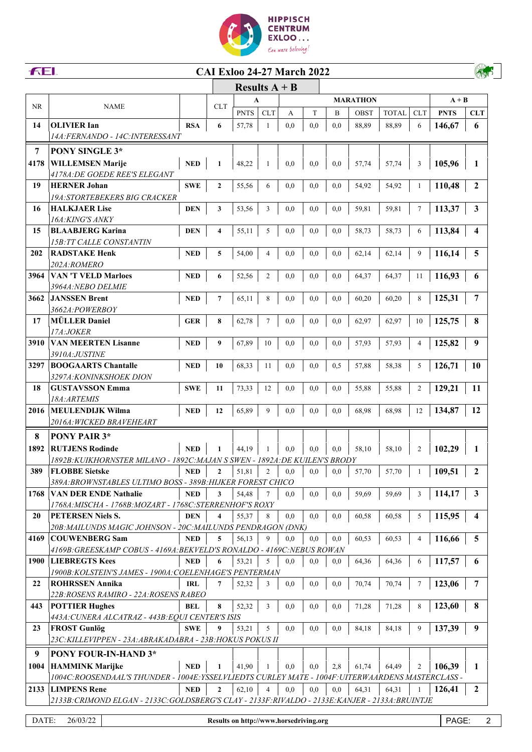# CAI Exloo 24-27 March 2022

## Results A + B

| NR | NAME | | CLT | A | | MARATHON | | | | | | A + B | |
|---|---|---|---|---|---|---|---|---|---|---|---|---|---|
| | | | | PNTS | CLT | A | T | B | OBST | TOTAL | CLT | PNTS | CLT |
| 14 | **OLIVIER Ian** | **RSA** | **6** | 57,78 | 1 | 0,0 | 0,0 | 0,0 | 88,89 | 88,89 | 6 | **146,67** | **6** |
| | *14A:FERNANDO - 14C:INTERESSANT* | | | | | | | | | | | | |
| **7** | **PONY SINGLE 3*** | | | | | | | | | | | | |
| 4178 | **WILLEMSEN Marije** | **NED** | **1** | 48,22 | 1 | 0,0 | 0,0 | 0,0 | 57,74 | 57,74 | 3 | **105,96** | **1** |
| | *4178A:DE GOEDE REE'S ELEGANT* | | | | | | | | | | | | |
| 19 | **HERNER Johan** | **SWE** | **2** | 55,56 | 6 | 0,0 | 0,0 | 0,0 | 54,92 | 54,92 | 1 | **110,48** | **2** |
| | *19A:STORTEBEKERS BIG CRACKER* | | | | | | | | | | | | |
| 16 | **HALKJAER Lise** | **DEN** | **3** | 53,56 | 3 | 0,0 | 0,0 | 0,0 | 59,81 | 59,81 | 7 | **113,37** | **3** |
| | *16A:KING'S ANKY* | | | | | | | | | | | | |
| 15 | **BLAABJERG Karina** | **DEN** | **4** | 55,11 | 5 | 0,0 | 0,0 | 0,0 | 58,73 | 58,73 | 6 | **113,84** | **4** |
| | *15B:TT CALLE CONSTANTIN* | | | | | | | | | | | | |
| 202 | **RADSTAKE Henk** | **NED** | **5** | 54,00 | 4 | 0,0 | 0,0 | 0,0 | 62,14 | 62,14 | 9 | **116,14** | **5** |
| | *202A:ROMERO* | | | | | | | | | | | | |
| 3964 | **VAN 'T VELD Marloes** | **NED** | **6** | 52,56 | 2 | 0,0 | 0,0 | 0,0 | 64,37 | 64,37 | 11 | **116,93** | **6** |
| | *3964A:NEBO DELMIE* | | | | | | | | | | | | |
| 3662 | **JANSSEN Brent** | **NED** | **7** | 65,11 | 8 | 0,0 | 0,0 | 0,0 | 60,20 | 60,20 | 8 | **125,31** | **7** |
| | *3662A:POWERBOY* | | | | | | | | | | | | |
| 17 | **MÜLLER Daniel** | **GER** | **8** | 62,78 | 7 | 0,0 | 0,0 | 0,0 | 62,97 | 62,97 | 10 | **125,75** | **8** |
| | *17A:JOKER* | | | | | | | | | | | | |
| 3910 | **VAN MEERTEN Lisanne** | **NED** | **9** | 67,89 | 10 | 0,0 | 0,0 | 0,0 | 57,93 | 57,93 | 4 | **125,82** | **9** |
| | *3910A:JUSTINE* | | | | | | | | | | | | |
| 3297 | **BOOGAARTS Chantalle** | **NED** | **10** | 68,33 | 11 | 0,0 | 0,0 | 0,5 | 57,88 | 58,38 | 5 | **126,71** | **10** |
| | *3297A:KONINKSHOEK DION* | | | | | | | | | | | | |
| 18 | **GUSTAVSSON Emma** | **SWE** | **11** | 73,33 | 12 | 0,0 | 0,0 | 0,0 | 55,88 | 55,88 | 2 | **129,21** | **11** |
| | *18A:ARTEMIS* | | | | | | | | | | | | |
| 2016 | **MEULENDIJK Wilma** | **NED** | **12** | 65,89 | 9 | 0,0 | 0,0 | 0,0 | 68,98 | 68,98 | 12 | **134,87** | **12** |
| | *2016A:WICKED BRAVEHEART* | | | | | | | | | | | | |
| **8** | **PONY PAIR 3*** | | | | | | | | | | | | |
| 1892 | **RUTJENS Rodinde** | **NED** | **1** | 44,19 | 1 | 0,0 | 0,0 | 0,0 | 58,10 | 58,10 | 2 | **102,29** | **1** |
| | *1892B:KUIKHORNSTER MILANO - 1892C:MAJAN S SWEN - 1892A:DE KUILEN'S BRODY* | | | | | | | | | | | | |
| 389 | **FLOBBE Sietske** | **NED** | **2** | 51,81 | 2 | 0,0 | 0,0 | 0,0 | 57,70 | 57,70 | 1 | **109,51** | **2** |
| | *389A:BROWNSTABLES ULTIMO BOSS - 389B:HIJKER FOREST CHICO* | | | | | | | | | | | | |
| 1768 | **VAN DER ENDE Nathalie** | **NED** | **3** | 54,48 | 7 | 0,0 | 0,0 | 0,0 | 59,69 | 59,69 | 3 | **114,17** | **3** |
| | *1768A:MISCHA - 1768B:MOZART - 1768C:STERRENHOF'S ROXY* | | | | | | | | | | | | |
| 20 | **PETERSEN Niels S.** | **DEN** | **4** | 55,37 | 8 | 0,0 | 0,0 | 0,0 | 60,58 | 60,58 | 5 | **115,95** | **4** |
| | *20B:MAILUNDS MAGIC JOHNSON - 20C:MAILUNDS PENDRAGON (DNK)* | | | | | | | | | | | | |
| 4169 | **COUWENBERG Sam** | **NED** | **5** | 56,13 | 9 | 0,0 | 0,0 | 0,0 | 60,53 | 60,53 | 4 | **116,66** | **5** |
| | *4169B:GREESKAMP COBUS - 4169A:BEKVELD'S RONALDO - 4169C:NEBUS ROWAN* | | | | | | | | | | | | |
| 1900 | **LIEBREGTS Kees** | **NED** | **6** | 53,21 | 5 | 0,0 | 0,0 | 0,0 | 64,36 | 64,36 | 6 | **117,57** | **6** |
| | *1900B:KOLSTEIN'S JAMES - 1900A:COELENHAGE'S PENTERMAN* | | | | | | | | | | | | |
| 22 | **ROHRSSEN Annika** | **IRL** | **7** | 52,32 | 3 | 0,0 | 0,0 | 0,0 | 70,74 | 70,74 | 7 | **123,06** | **7** |
| | *22B:ROSENS RAMIRO - 22A:ROSENS RABEO* | | | | | | | | | | | | |
| 443 | **POTTIER Hughes** | **BEL** | **8** | 52,32 | 3 | 0,0 | 0,0 | 0,0 | 71,28 | 71,28 | 8 | **123,60** | **8** |
| | *443A:CUNERA ALCATRAZ - 443B:EQUI CENTER'S ISIS* | | | | | | | | | | | | |
| 23 | **FROST Gunlög** | **SWE** | **9** | 53,21 | 5 | 0,0 | 0,0 | 0,0 | 84,18 | 84,18 | 9 | **137,39** | **9** |
| | *23C:KILLEVIPPEN - 23A:ABRAKADABRA - 23B:HOKUS POKUS II* | | | | | | | | | | | | |
| **9** | **PONY FOUR-IN-HAND 3*** | | | | | | | | | | | | |
| 1004 | **HAMMINK Marijke** | **NED** | **1** | 41,90 | 1 | 0,0 | 0,0 | 2,8 | 61,74 | 64,49 | 2 | **106,39** | **1** |
| | *1004C:ROOSENDAAL'S THUNDER - 1004E:YSSELVLIEDTS CURLEY MATE - 1004F:UITERWAARDENS MASTERCLASS -* | | | | | | | | | | | | |
| 2133 | **LIMPENS Rene** | **NED** | **2** | 62,10 | 4 | 0,0 | 0,0 | 0,0 | 64,31 | 64,31 | 1 | **126,41** | **2** |
| | *2133B:CRIMOND ELGAN - 2133C:GOLDSBERG'S CLAY - 2133F:RIVALDO - 2133E:KANJER - 2133A:BRUINTJE* | | | | | | | | | | | | |

DATE: 26/03/22 — Results on http://www.horsedriving.org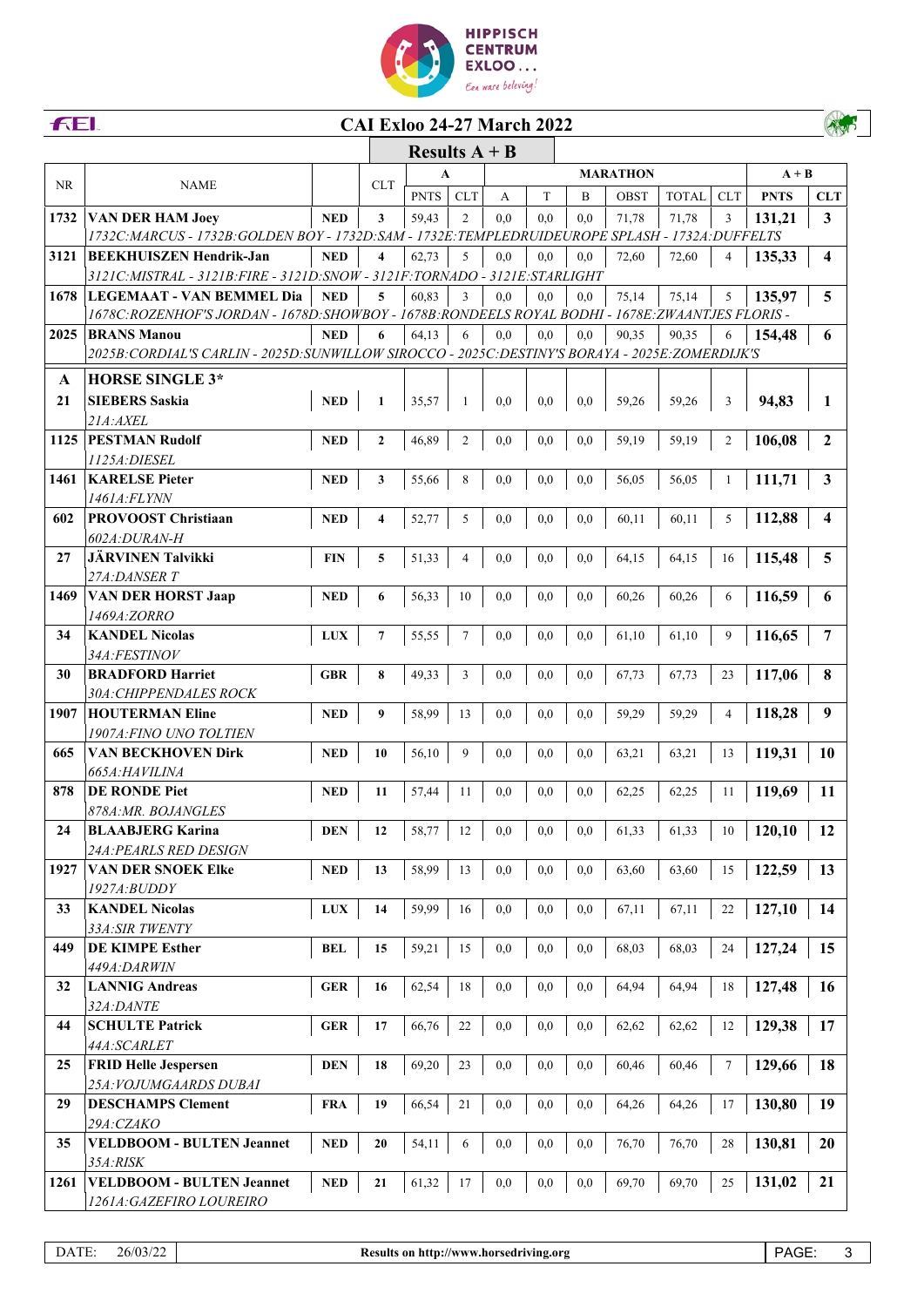# CAI Exloo 24-27 March 2022

## Results A + B

| NR | NAME | | CLT | A | | MARATHON | | | | | | A + B | |
|---|---|---|---|---|---|---|---|---|---|---|---|---|---|
| | | | | PNTS | CLT | A | T | B | OBST | TOTAL | CLT | PNTS | CLT |
| **1732** | **VAN DER HAM Joey** | **NED** | **3** | 59,43 | 2 | 0,0 | 0,0 | 0,0 | 71,78 | 71,78 | 3 | **131,21** | **3** |
| | *1732C:MARCUS - 1732B:GOLDEN BOY - 1732D:SAM - 1732E:TEMPLEDRUIDEUROPE SPLASH - 1732A:DUFFELTS* | | | | | | | | | | | | |
| **3121** | **BEEKHUISZEN Hendrik-Jan** | **NED** | **4** | 62,73 | 5 | 0,0 | 0,0 | 0,0 | 72,60 | 72,60 | 4 | **135,33** | **4** |
| | *3121C:MISTRAL - 3121B:FIRE - 3121D:SNOW - 3121F:TORNADO - 3121E:STARLIGHT* | | | | | | | | | | | | |
| **1678** | **LEGEMAAT - VAN BEMMEL Dia** | **NED** | **5** | 60,83 | 3 | 0,0 | 0,0 | 0,0 | 75,14 | 75,14 | 5 | **135,97** | **5** |
| | *1678C:ROZENHOF'S JORDAN - 1678D:SHOWBOY - 1678B:RONDEELS ROYAL BODHI - 1678E:ZWAANTJES FLORIS -* | | | | | | | | | | | | |
| **2025** | **BRANS Manou** | **NED** | **6** | 64,13 | 6 | 0,0 | 0,0 | 0,0 | 90,35 | 90,35 | 6 | **154,48** | **6** |
| | *2025B:CORDIAL'S CARLIN - 2025D:SUNWILLOW SIROCCO - 2025C:DESTINY'S BORAYA - 2025E:ZOMERDIJK'S* | | | | | | | | | | | | |
| **A** | **HORSE SINGLE 3*** | | | | | | | | | | | | |
| **21** | **SIEBERS Saskia** | **NED** | **1** | 35,57 | 1 | 0,0 | 0,0 | 0,0 | 59,26 | 59,26 | 3 | **94,83** | **1** |
| | *21A:AXEL* | | | | | | | | | | | | |
| **1125** | **PESTMAN Rudolf** | **NED** | **2** | 46,89 | 2 | 0,0 | 0,0 | 0,0 | 59,19 | 59,19 | 2 | **106,08** | **2** |
| | *1125A:DIESEL* | | | | | | | | | | | | |
| **1461** | **KARELSE Pieter** | **NED** | **3** | 55,66 | 8 | 0,0 | 0,0 | 0,0 | 56,05 | 56,05 | 1 | **111,71** | **3** |
| | *1461A:FLYNN* | | | | | | | | | | | | |
| **602** | **PROVOOST Christiaan** | **NED** | **4** | 52,77 | 5 | 0,0 | 0,0 | 0,0 | 60,11 | 60,11 | 5 | **112,88** | **4** |
| | *602A:DURAN-H* | | | | | | | | | | | | |
| **27** | **JÄRVINEN Talvikki** | **FIN** | **5** | 51,33 | 4 | 0,0 | 0,0 | 0,0 | 64,15 | 64,15 | 16 | **115,48** | **5** |
| | *27A:DANSER T* | | | | | | | | | | | | |
| **1469** | **VAN DER HORST Jaap** | **NED** | **6** | 56,33 | 10 | 0,0 | 0,0 | 0,0 | 60,26 | 60,26 | 6 | **116,59** | **6** |
| | *1469A:ZORRO* | | | | | | | | | | | | |
| **34** | **KANDEL Nicolas** | **LUX** | **7** | 55,55 | 7 | 0,0 | 0,0 | 0,0 | 61,10 | 61,10 | 9 | **116,65** | **7** |
| | *34A:FESTINOV* | | | | | | | | | | | | |
| **30** | **BRADFORD Harriet** | **GBR** | **8** | 49,33 | 3 | 0,0 | 0,0 | 0,0 | 67,73 | 67,73 | 23 | **117,06** | **8** |
| | *30A:CHIPPENDALES ROCK* | | | | | | | | | | | | |
| **1907** | **HOUTERMAN Eline** | **NED** | **9** | 58,99 | 13 | 0,0 | 0,0 | 0,0 | 59,29 | 59,29 | 4 | **118,28** | **9** |
| | *1907A:FINO UNO TOLTIEN* | | | | | | | | | | | | |
| **665** | **VAN BECKHOVEN Dirk** | **NED** | **10** | 56,10 | 9 | 0,0 | 0,0 | 0,0 | 63,21 | 63,21 | 13 | **119,31** | **10** |
| | *665A:HAVILINA* | | | | | | | | | | | | |
| **878** | **DE RONDE Piet** | **NED** | **11** | 57,44 | 11 | 0,0 | 0,0 | 0,0 | 62,25 | 62,25 | 11 | **119,69** | **11** |
| | *878A:MR. BOJANGLES* | | | | | | | | | | | | |
| **24** | **BLAABJERG Karina** | **DEN** | **12** | 58,77 | 12 | 0,0 | 0,0 | 0,0 | 61,33 | 61,33 | 10 | **120,10** | **12** |
| | *24A:PEARLS RED DESIGN* | | | | | | | | | | | | |
| **1927** | **VAN DER SNOEK Elke** | **NED** | **13** | 58,99 | 13 | 0,0 | 0,0 | 0,0 | 63,60 | 63,60 | 15 | **122,59** | **13** |
| | *1927A:BUDDY* | | | | | | | | | | | | |
| **33** | **KANDEL Nicolas** | **LUX** | **14** | 59,99 | 16 | 0,0 | 0,0 | 0,0 | 67,11 | 67,11 | 22 | **127,10** | **14** |
| | *33A:SIR TWENTY* | | | | | | | | | | | | |
| **449** | **DE KIMPE Esther** | **BEL** | **15** | 59,21 | 15 | 0,0 | 0,0 | 0,0 | 68,03 | 68,03 | 24 | **127,24** | **15** |
| | *449A:DARWIN* | | | | | | | | | | | | |
| **32** | **LANNIG Andreas** | **GER** | **16** | 62,54 | 18 | 0,0 | 0,0 | 0,0 | 64,94 | 64,94 | 18 | **127,48** | **16** |
| | *32A:DANTE* | | | | | | | | | | | | |
| **44** | **SCHULTE Patrick** | **GER** | **17** | 66,76 | 22 | 0,0 | 0,0 | 0,0 | 62,62 | 62,62 | 12 | **129,38** | **17** |
| | *44A:SCARLET* | | | | | | | | | | | | |
| **25** | **FRID Helle Jespersen** | **DEN** | **18** | 69,20 | 23 | 0,0 | 0,0 | 0,0 | 60,46 | 60,46 | 7 | **129,66** | **18** |
| | *25A:VOJUMGAARDS DUBAI* | | | | | | | | | | | | |
| **29** | **DESCHAMPS Clement** | **FRA** | **19** | 66,54 | 21 | 0,0 | 0,0 | 0,0 | 64,26 | 64,26 | 17 | **130,80** | **19** |
| | *29A:CZAKO* | | | | | | | | | | | | |
| **35** | **VELDBOOM - BULTEN Jeannet** | **NED** | **20** | 54,11 | 6 | 0,0 | 0,0 | 0,0 | 76,70 | 76,70 | 28 | **130,81** | **20** |
| | *35A:RISK* | | | | | | | | | | | | |
| **1261** | **VELDBOOM - BULTEN Jeannet** | **NED** | **21** | 61,32 | 17 | 0,0 | 0,0 | 0,0 | 69,70 | 69,70 | 25 | **131,02** | **21** |
| | *1261A:GAZEFIRO LOUREIRO* | | | | | | | | | | | | |

DATE: 26/03/22 — Results on http://www.horsedriving.org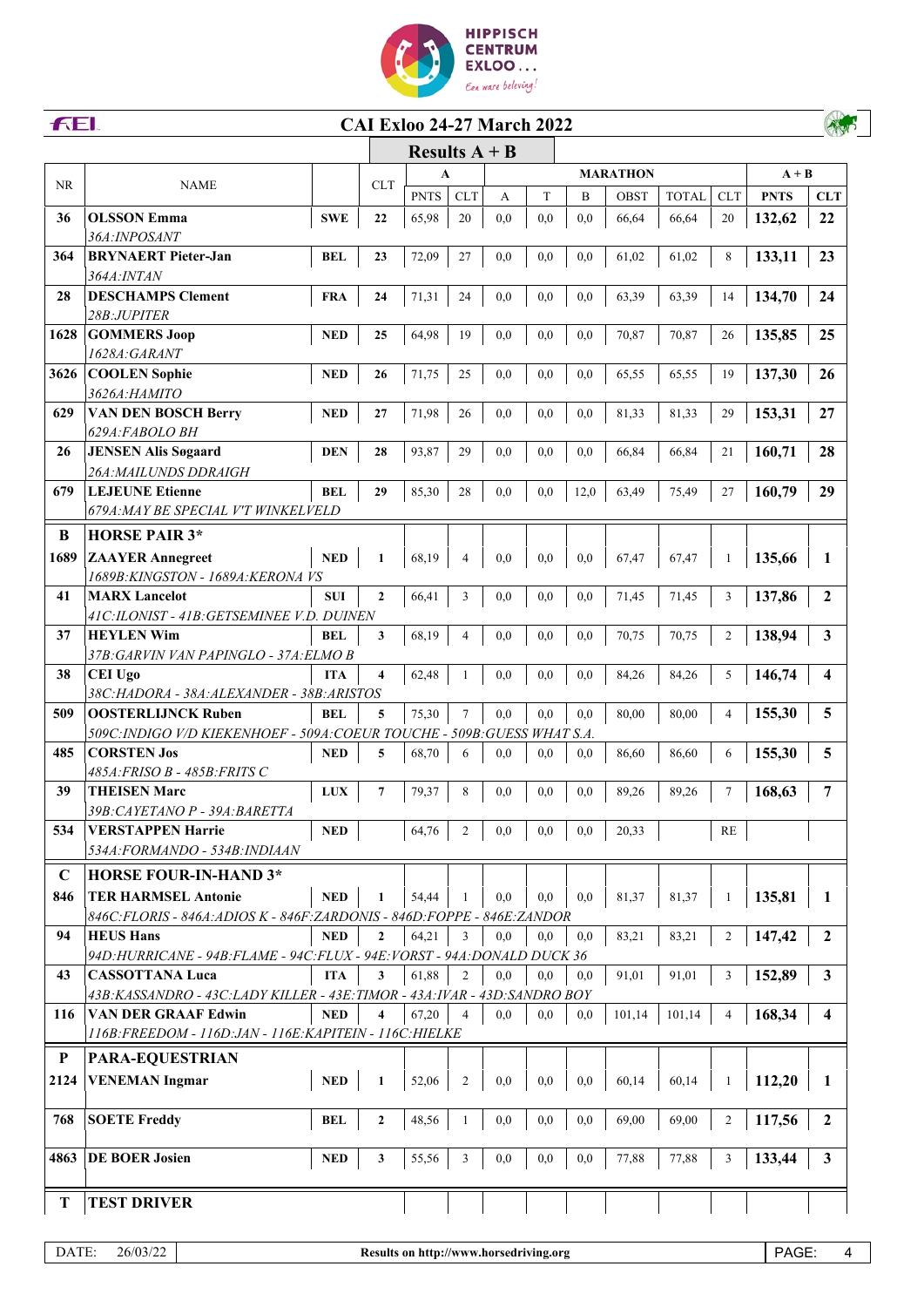# CAI Exloo 24-27 March 2022

## Results A + B

| NR | NAME | | CLT | A | | MARATHON | | | | | | A + B | |
|---|---|---|---|---|---|---|---|---|---|---|---|---|---|
| | | | | PNTS | CLT | A | T | B | OBST | TOTAL | CLT | PNTS | CLT |
| 36 | **OLSSON Emma** *36A:INPOSANT* | SWE | 22 | 65,98 | 20 | 0,0 | 0,0 | 0,0 | 66,64 | 66,64 | 20 | 132,62 | 22 |
| 364 | **BRYNAERT Pieter-Jan** *364A:INTAN* | BEL | 23 | 72,09 | 27 | 0,0 | 0,0 | 0,0 | 61,02 | 61,02 | 8 | 133,11 | 23 |
| 28 | **DESCHAMPS Clement** *28B:JUPITER* | FRA | 24 | 71,31 | 24 | 0,0 | 0,0 | 0,0 | 63,39 | 63,39 | 14 | 134,70 | 24 |
| 1628 | **GOMMERS Joop** *1628A:GARANT* | NED | 25 | 64,98 | 19 | 0,0 | 0,0 | 0,0 | 70,87 | 70,87 | 26 | 135,85 | 25 |
| 3626 | **COOLEN Sophie** *3626A:HAMITO* | NED | 26 | 71,75 | 25 | 0,0 | 0,0 | 0,0 | 65,55 | 65,55 | 19 | 137,30 | 26 |
| 629 | **VAN DEN BOSCH Berry** *629A:FABOLO BH* | NED | 27 | 71,98 | 26 | 0,0 | 0,0 | 0,0 | 81,33 | 81,33 | 29 | 153,31 | 27 |
| 26 | **JENSEN Alis Søgaard** *26A:MAILUNDS DDRAIGH* | DEN | 28 | 93,87 | 29 | 0,0 | 0,0 | 0,0 | 66,84 | 66,84 | 21 | 160,71 | 28 |
| 679 | **LEJEUNE Etienne** *679A:MAY BE SPECIAL V'T WINKELVELD* | BEL | 29 | 85,30 | 28 | 0,0 | 0,0 | 12,0 | 63,49 | 75,49 | 27 | 160,79 | 29 |
| **B** | **HORSE PAIR 3*** | | | | | | | | | | | | |
| 1689 | **ZAAYER Annegreet** *1689B:KINGSTON - 1689A:KERONA VS* | NED | 1 | 68,19 | 4 | 0,0 | 0,0 | 0,0 | 67,47 | 67,47 | 1 | 135,66 | 1 |
| 41 | **MARX Lancelot** *41C:ILONIST - 41B:GETSEMINEE V.D. DUINEN* | SUI | 2 | 66,41 | 3 | 0,0 | 0,0 | 0,0 | 71,45 | 71,45 | 3 | 137,86 | 2 |
| 37 | **HEYLEN Wim** *37B:GARVIN VAN PAPINGLO - 37A:ELMO B* | BEL | 3 | 68,19 | 4 | 0,0 | 0,0 | 0,0 | 70,75 | 70,75 | 2 | 138,94 | 3 |
| 38 | **CEI Ugo** *38C:HADORA - 38A:ALEXANDER - 38B:ARISTOS* | ITA | 4 | 62,48 | 1 | 0,0 | 0,0 | 0,0 | 84,26 | 84,26 | 5 | 146,74 | 4 |
| 509 | **OOSTERLIJNCK Ruben** *509C:INDIGO V/D KIEKENHOEF - 509A:COEUR TOUCHE - 509B:GUESS WHAT S.A.* | BEL | 5 | 75,30 | 7 | 0,0 | 0,0 | 0,0 | 80,00 | 80,00 | 4 | 155,30 | 5 |
| 485 | **CORSTEN Jos** *485A:FRISO B - 485B:FRITS C* | NED | 5 | 68,70 | 6 | 0,0 | 0,0 | 0,0 | 86,60 | 86,60 | 6 | 155,30 | 5 |
| 39 | **THEISEN Marc** *39B:CAYETANO P - 39A:BARETTA* | LUX | 7 | 79,37 | 8 | 0,0 | 0,0 | 0,0 | 89,26 | 89,26 | 7 | 168,63 | 7 |
| 534 | **VERSTAPPEN Harrie** *534A:FORMANDO - 534B:INDIAAN* | NED | | 64,76 | 2 | 0,0 | 0,0 | 0,0 | 20,33 | | RE | | |
| **C** | **HORSE FOUR-IN-HAND 3*** | | | | | | | | | | | | |
| 846 | **TER HARMSEL Antonie** *846C:FLORIS - 846A:ADIOS K - 846F:ZARDONIS - 846D:FOPPE - 846E:ZANDOR* | NED | 1 | 54,44 | 1 | 0,0 | 0,0 | 0,0 | 81,37 | 81,37 | 1 | 135,81 | 1 |
| 94 | **HEUS Hans** *94D:HURRICANE - 94B:FLAME - 94C:FLUX - 94F:VORST - 94A:DONALD DUCK 36* | NED | 2 | 64,21 | 3 | 0,0 | 0,0 | 0,0 | 83,21 | 83,21 | 2 | 147,42 | 2 |
| 43 | **CASSOTTANA Luca** *43B:KASSANDRO - 43C:LADY KILLER - 43E:TIMOR - 43A:IVAR - 43D:SANDRO BOY* | ITA | 3 | 61,88 | 2 | 0,0 | 0,0 | 0,0 | 91,01 | 91,01 | 3 | 152,89 | 3 |
| 116 | **VAN DER GRAAF Edwin** *116B:FREEDOM - 116D:JAN - 116E:KAPITEIN - 116C:HIELKE* | NED | 4 | 67,20 | 4 | 0,0 | 0,0 | 0,0 | 101,14 | 101,14 | 4 | 168,34 | 4 |
| **P** | **PARA-EQUESTRIAN** | | | | | | | | | | | | |
| 2124 | **VENEMAN Ingmar** | NED | 1 | 52,06 | 2 | 0,0 | 0,0 | 0,0 | 60,14 | 60,14 | 1 | 112,20 | 1 |
| 768 | **SOETE Freddy** | BEL | 2 | 48,56 | 1 | 0,0 | 0,0 | 0,0 | 69,00 | 69,00 | 2 | 117,56 | 2 |
| 4863 | **DE BOER Josien** | NED | 3 | 55,56 | 3 | 0,0 | 0,0 | 0,0 | 77,88 | 77,88 | 3 | 133,44 | 3 |
| **T** | **TEST DRIVER** | | | | | | | | | | | | |

DATE: 26/03/22 | Results on http://www.horsedriving.org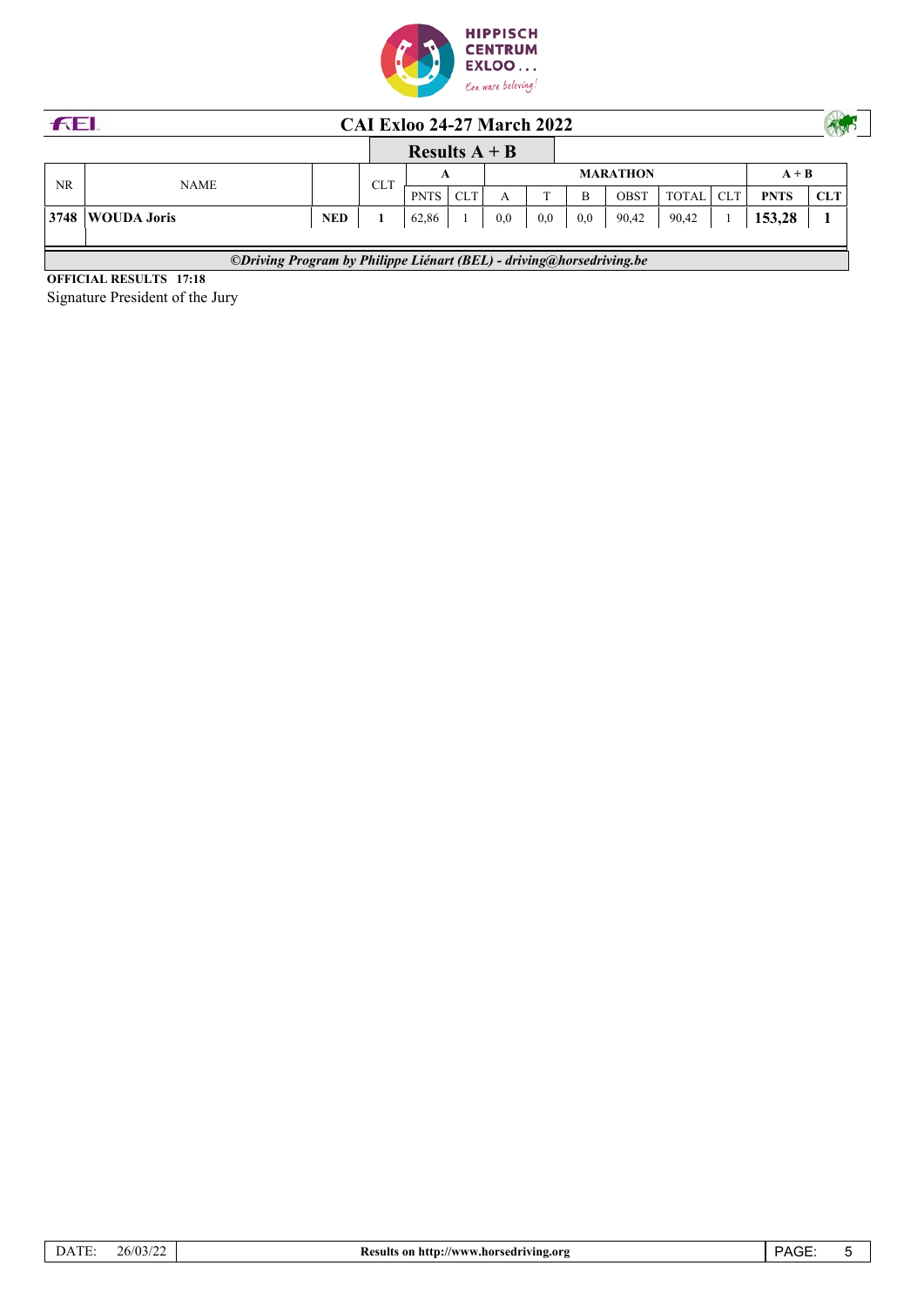# CAI Exloo 24-27 March 2022

## Results A + B

| NR | NAME | | CLT | A | | MARATHON | | | | | | A + B | |
|---|---|---|---|---|---|---|---|---|---|---|---|---|---|
| | | | | PNTS | CLT | A | T | B | OBST | TOTAL | CLT | **PNTS** | **CLT** |
| **3748** | **WOUDA Joris** | **NED** | **1** | 62,86 | 1 | 0,0 | 0,0 | 0,0 | 90,42 | 90,42 | 1 | **153,28** | **1** |

*©Driving Program by Philippe Liénart (BEL) - driving@horsedriving.be*

**OFFICIAL RESULTS 17:18**

Signature President of the Jury

DATE: 26/03/22 — **Results on http://www.horsedriving.org**